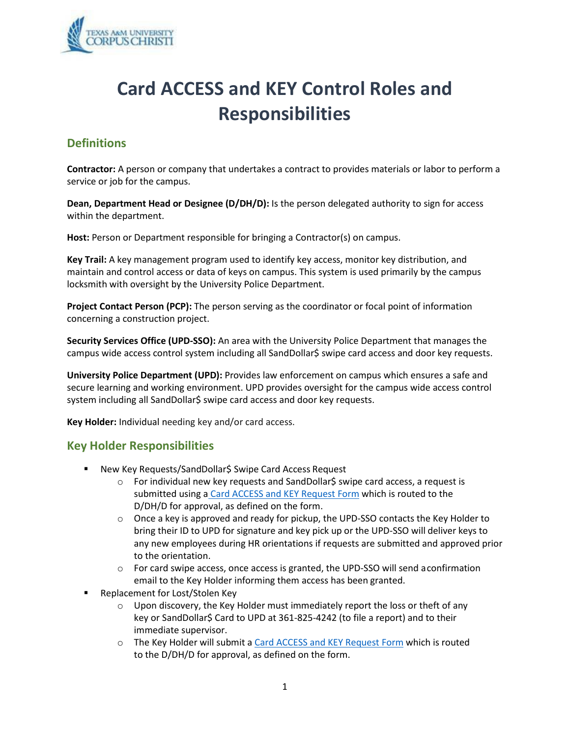# Card ACCESS and KEY Control Roles and Responsibilities

## Definitions

**Contractor:** A person or company that undertakes a contract to provides materials or labor to perform a service or job for the campus.

**Dean, Department Head or Designee (D/DH/D):** Is the person delegated authority to sign for access within the department.

**Host:** Person or Department responsible for bringing a Contractor(s) on campus.

**Key Trail:** A key management program used to identify key access, monitor key distribution, and maintain and control access or data of keys on campus. This system is used primarily by the campus locksmith with oversight by the University Police Department.

**Project Contact Person (PCP):** The person serving as the coordinator or focal point of information concerning a construction project.

**Security Services Office (UPD-SSO):** An area with the University Police Department that manages the campus wide access control system including all SandDollar$ swipe card access and door key requests.

**University Police Department (UPD):** Provides law enforcement on campus which ensures a safe and secure learning and working environment. UPD provides oversight for the campus wide access control system including all SandDollar$ swipe card access and door key requests.

**Key Holder:** Individual needing key and/or card access.

## Key Holder Responsibilities

- New Key Requests/SandDollar$ Swipe Card Access Request
  - For individual new key requests and SandDollar$ swipe card access, a request is submitted using a Card ACCESS and KEY Request Form which is routed to the D/DH/D for approval, as defined on the form.
  - Once a key is approved and ready for pickup, the UPD-SSO contacts the Key Holder to bring their ID to UPD for signature and key pick up or the UPD-SSO will deliver keys to any new employees during HR orientations if requests are submitted and approved prior to the orientation.
  - For card swipe access, once access is granted, the UPD-SSO will send a confirmation email to the Key Holder informing them access has been granted.
- Replacement for Lost/Stolen Key
  - Upon discovery, the Key Holder must immediately report the loss or theft of any key or SandDollar$ Card to UPD at 361-825-4242 (to file a report) and to their immediate supervisor.
  - The Key Holder will submit a Card ACCESS and KEY Request Form which is routed to the D/DH/D for approval, as defined on the form.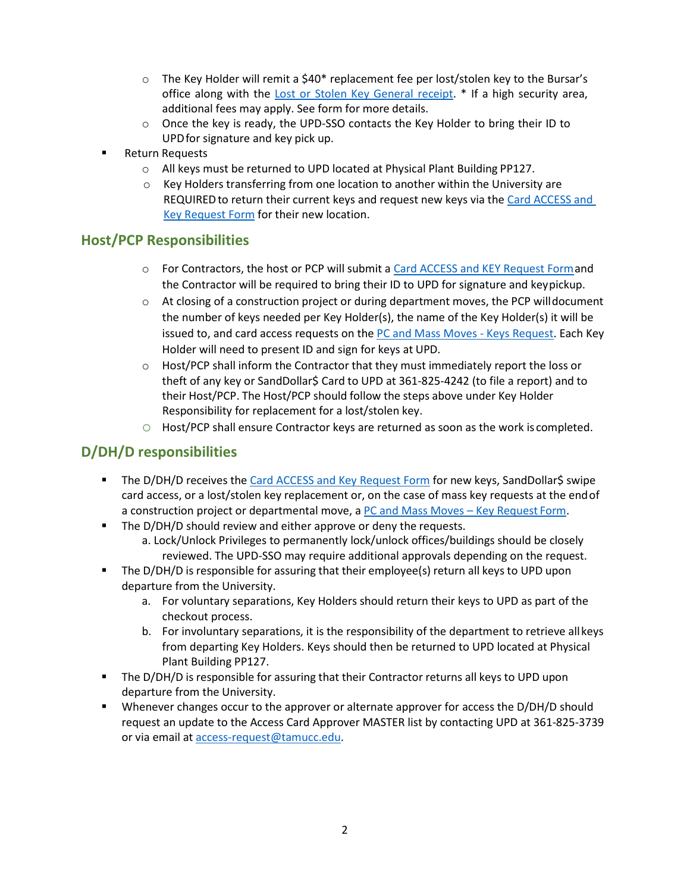- The Key Holder will remit a $40* replacement fee per lost/stolen key to the Bursar's office along with the [Lost or Stolen Key General receipt](). * If a high security area, additional fees may apply. See form for more details.
- Once the key is ready, the UPD-SSO contacts the Key Holder to bring their ID to UPD for signature and key pick up.

- Return Requests
  - All keys must be returned to UPD located at Physical Plant Building PP127.
  - Key Holders transferring from one location to another within the University are REQUIRED to return their current keys and request new keys via the [Card ACCESS and Key Request Form]() for their new location.

## Host/PCP Responsibilities

- For Contractors, the host or PCP will submit a [Card ACCESS and KEY Request Form]() and the Contractor will be required to bring their ID to UPD for signature and key pickup.
- At closing of a construction project or during department moves, the PCP will document the number of keys needed per Key Holder(s), the name of the Key Holder(s) it will be issued to, and card access requests on the [PC and Mass Moves - Keys Request](). Each Key Holder will need to present ID and sign for keys at UPD.
- Host/PCP shall inform the Contractor that they must immediately report the loss or theft of any key or SandDollar$ Card to UPD at 361-825-4242 (to file a report) and to their Host/PCP. The Host/PCP should follow the steps above under Key Holder Responsibility for replacement for a lost/stolen key.
- Host/PCP shall ensure Contractor keys are returned as soon as the work is completed.

## D/DH/D responsibilities

- The D/DH/D receives the [Card ACCESS and Key Request Form]() for new keys, SandDollar$ swipe card access, or a lost/stolen key replacement or, on the case of mass key requests at the end of a construction project or departmental move, a [PC and Mass Moves – Key Request Form]().
- The D/DH/D should review and either approve or deny the requests.
  a. Lock/Unlock Privileges to permanently lock/unlock offices/buildings should be closely reviewed. The UPD-SSO may require additional approvals depending on the request.
- The D/DH/D is responsible for assuring that their employee(s) return all keys to UPD upon departure from the University.
  a. For voluntary separations, Key Holders should return their keys to UPD as part of the checkout process.
  b. For involuntary separations, it is the responsibility of the department to retrieve all keys from departing Key Holders. Keys should then be returned to UPD located at Physical Plant Building PP127.
- The D/DH/D is responsible for assuring that their Contractor returns all keys to UPD upon departure from the University.
- Whenever changes occur to the approver or alternate approver for access the D/DH/D should request an update to the Access Card Approver MASTER list by contacting UPD at 361-825-3739 or via email at [access-request@tamucc.edu](mailto:access-request@tamucc.edu).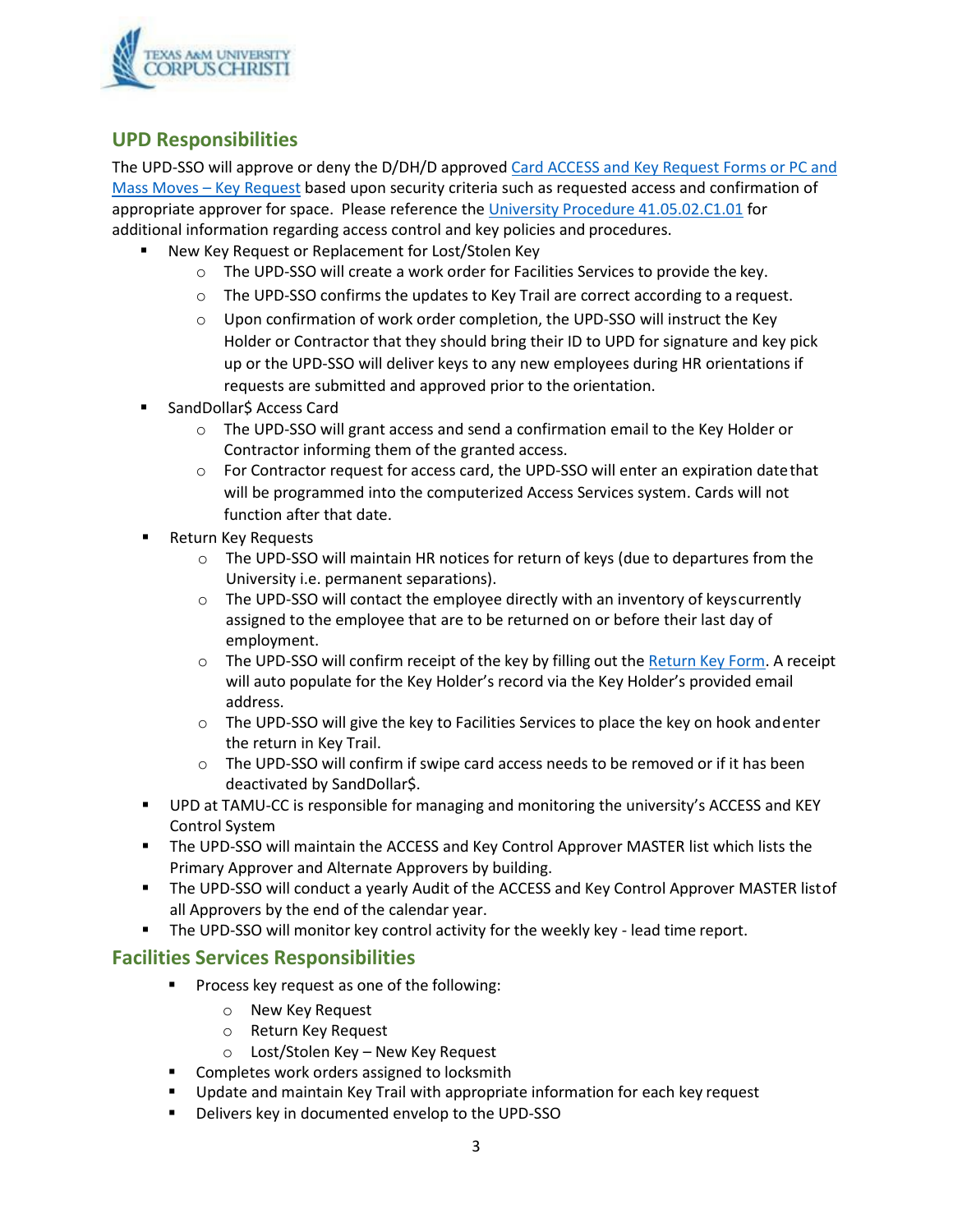## UPD Responsibilities

The UPD-SSO will approve or deny the D/DH/D approved Card ACCESS and Key Request Forms or PC and Mass Moves – Key Request based upon security criteria such as requested access and confirmation of appropriate approver for space. Please reference the University Procedure 41.05.02.C1.01 for additional information regarding access control and key policies and procedures.

- New Key Request or Replacement for Lost/Stolen Key
  - The UPD-SSO will create a work order for Facilities Services to provide the key.
  - The UPD-SSO confirms the updates to Key Trail are correct according to a request.
  - Upon confirmation of work order completion, the UPD-SSO will instruct the Key Holder or Contractor that they should bring their ID to UPD for signature and key pick up or the UPD-SSO will deliver keys to any new employees during HR orientations if requests are submitted and approved prior to the orientation.
- SandDollar$ Access Card
  - The UPD-SSO will grant access and send a confirmation email to the Key Holder or Contractor informing them of the granted access.
  - For Contractor request for access card, the UPD-SSO will enter an expiration date that will be programmed into the computerized Access Services system. Cards will not function after that date.
- Return Key Requests
  - The UPD-SSO will maintain HR notices for return of keys (due to departures from the University i.e. permanent separations).
  - The UPD-SSO will contact the employee directly with an inventory of keys currently assigned to the employee that are to be returned on or before their last day of employment.
  - The UPD-SSO will confirm receipt of the key by filling out the Return Key Form. A receipt will auto populate for the Key Holder's record via the Key Holder's provided email address.
  - The UPD-SSO will give the key to Facilities Services to place the key on hook and enter the return in Key Trail.
  - The UPD-SSO will confirm if swipe card access needs to be removed or if it has been deactivated by SandDollar$.
- UPD at TAMU-CC is responsible for managing and monitoring the university's ACCESS and KEY Control System
- The UPD-SSO will maintain the ACCESS and Key Control Approver MASTER list which lists the Primary Approver and Alternate Approvers by building.
- The UPD-SSO will conduct a yearly Audit of the ACCESS and Key Control Approver MASTER list of all Approvers by the end of the calendar year.
- The UPD-SSO will monitor key control activity for the weekly key - lead time report.

## Facilities Services Responsibilities

- Process key request as one of the following:
  - New Key Request
  - Return Key Request
  - Lost/Stolen Key – New Key Request
- Completes work orders assigned to locksmith
- Update and maintain Key Trail with appropriate information for each key request
- Delivers key in documented envelop to the UPD-SSO